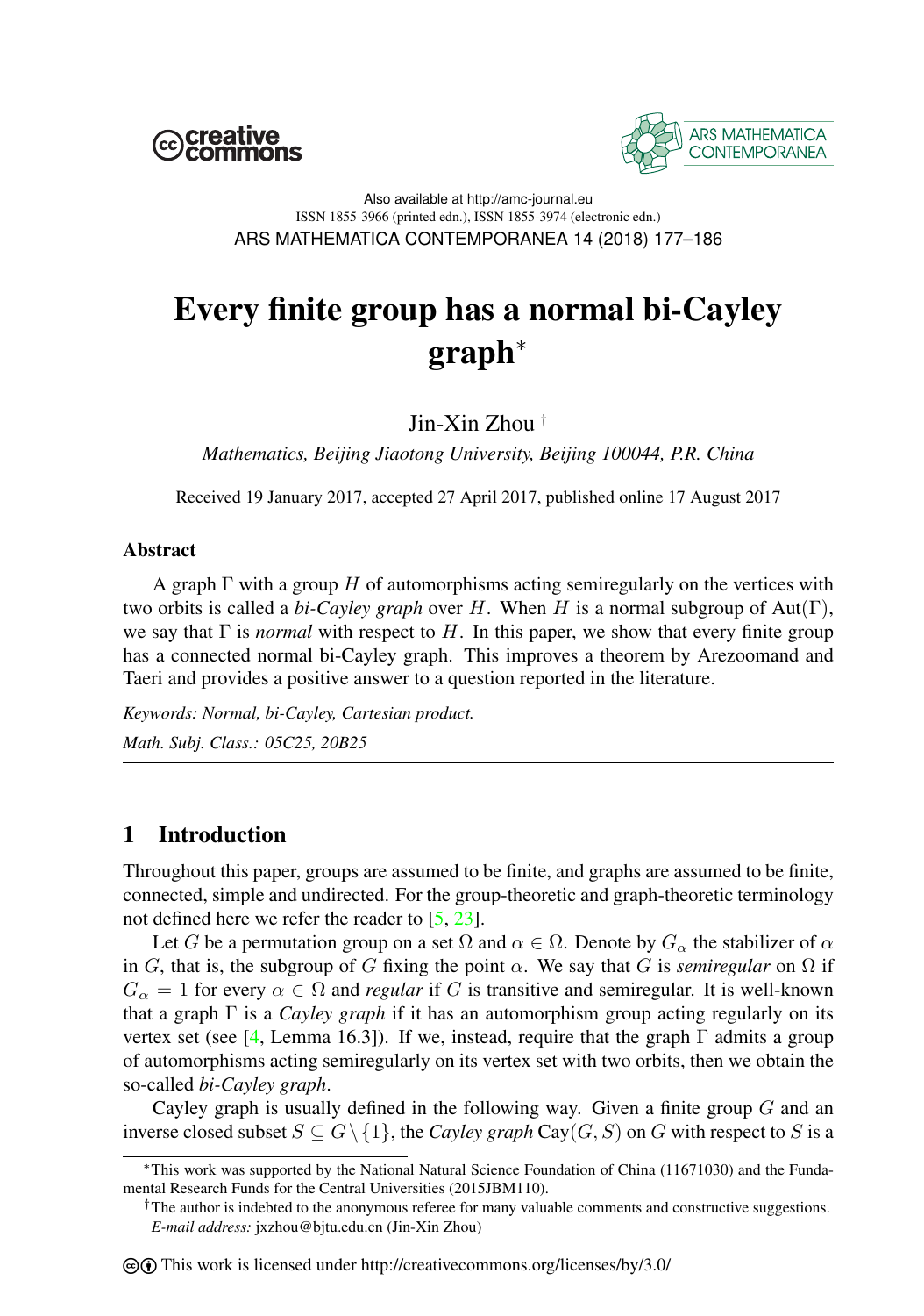Also available at http://amc-journal.eu
ISSN 1855-3966 (printed edn.), ISSN 1855-3974 (electronic edn.)
ARS MATHEMATICA CONTEMPORANEA 14 (2018) 177–186

# Every finite group has a normal bi-Cayley graph*

Jin-Xin Zhou †

*Mathematics, Beijing Jiaotong University, Beijing 100044, P.R. China*

Received 19 January 2017, accepted 27 April 2017, published online 17 August 2017

## Abstract

A graph $\Gamma$ with a group $H$ of automorphisms acting semiregularly on the vertices with two orbits is called a *bi-Cayley graph* over $H$. When $H$ is a normal subgroup of $\text{Aut}(\Gamma)$, we say that $\Gamma$ is *normal* with respect to $H$. In this paper, we show that every finite group has a connected normal bi-Cayley graph. This improves a theorem by Arezoomand and Taeri and provides a positive answer to a question reported in the literature.

*Keywords: Normal, bi-Cayley, Cartesian product.*

*Math. Subj. Class.: 05C25, 20B25*

## 1 Introduction

Throughout this paper, groups are assumed to be finite, and graphs are assumed to be finite, connected, simple and undirected. For the group-theoretic and graph-theoretic terminology not defined here we refer the reader to [5, 23].

Let $G$ be a permutation group on a set $\Omega$ and $\alpha \in \Omega$. Denote by $G_\alpha$ the stabilizer of $\alpha$ in $G$, that is, the subgroup of $G$ fixing the point $\alpha$. We say that $G$ is *semiregular* on $\Omega$ if $G_\alpha = 1$ for every $\alpha \in \Omega$ and *regular* if $G$ is transitive and semiregular. It is well-known that a graph $\Gamma$ is a *Cayley graph* if it has an automorphism group acting regularly on its vertex set (see [4, Lemma 16.3]). If we, instead, require that the graph $\Gamma$ admits a group of automorphisms acting semiregularly on its vertex set with two orbits, then we obtain the so-called *bi-Cayley graph*.

Cayley graph is usually defined in the following way. Given a finite group $G$ and an inverse closed subset $S \subseteq G \setminus \{1\}$, the *Cayley graph* $\text{Cay}(G, S)$ on $G$ with respect to $S$ is a

*This work was supported by the National Natural Science Foundation of China (11671030) and the Fundamental Research Funds for the Central Universities (2015JBM110).

†The author is indebted to the anonymous referee for many valuable comments and constructive suggestions.
*E-mail address:* jxzhou@bjtu.edu.cn (Jin-Xin Zhou)

This work is licensed under http://creativecommons.org/licenses/by/3.0/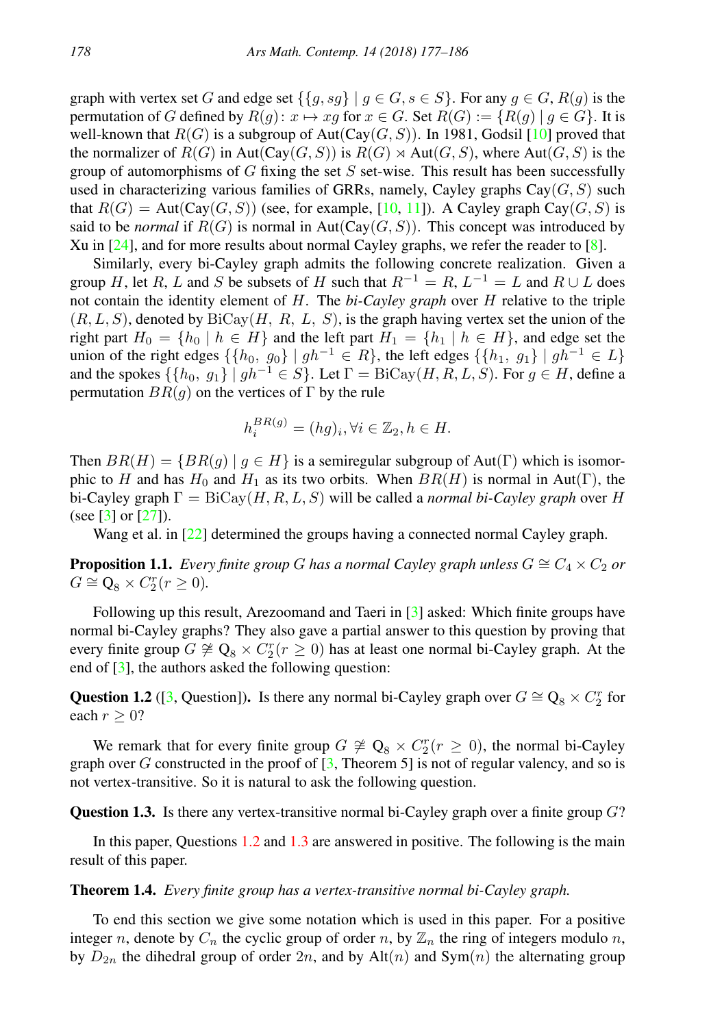graph with vertex set $G$ and edge set $\{\{g, sg\} \mid g \in G, s \in S\}$. For any $g \in G$, $R(g)$ is the permutation of $G$ defined by $R(g)\colon x \mapsto xg$ for $x \in G$. Set $R(G) := \{R(g) \mid g \in G\}$. It is well-known that $R(G)$ is a subgroup of $\mathrm{Aut}(\mathrm{Cay}(G, S))$. In 1981, Godsil [10] proved that the normalizer of $R(G)$ in $\mathrm{Aut}(\mathrm{Cay}(G, S))$ is $R(G) \rtimes \mathrm{Aut}(G, S)$, where $\mathrm{Aut}(G, S)$ is the group of automorphisms of $G$ fixing the set $S$ set-wise. This result has been successfully used in characterizing various families of GRRs, namely, Cayley graphs $\mathrm{Cay}(G, S)$ such that $R(G) = \mathrm{Aut}(\mathrm{Cay}(G, S))$ (see, for example, [10, 11]). A Cayley graph $\mathrm{Cay}(G, S)$ is said to be *normal* if $R(G)$ is normal in $\mathrm{Aut}(\mathrm{Cay}(G, S))$. This concept was introduced by Xu in [24], and for more results about normal Cayley graphs, we refer the reader to [8].

Similarly, every bi-Cayley graph admits the following concrete realization. Given a group $H$, let $R$, $L$ and $S$ be subsets of $H$ such that $R^{-1} = R$, $L^{-1} = L$ and $R \cup L$ does not contain the identity element of $H$. The *bi-Cayley graph* over $H$ relative to the triple $(R, L, S)$, denoted by $\mathrm{BiCay}(H,\ R,\ L,\ S)$, is the graph having vertex set the union of the right part $H_0 = \{h_0 \mid h \in H\}$ and the left part $H_1 = \{h_1 \mid h \in H\}$, and edge set the union of the right edges $\{\{h_0,\ g_0\} \mid gh^{-1} \in R\}$, the left edges $\{\{h_1,\ g_1\} \mid gh^{-1} \in L\}$ and the spokes $\{\{h_0,\ g_1\} \mid gh^{-1} \in S\}$. Let $\Gamma = \mathrm{BiCay}(H, R, L, S)$. For $g \in H$, define a permutation $BR(g)$ on the vertices of $\Gamma$ by the rule

$$h_i^{BR(g)} = (hg)_i, \forall i \in \mathbb{Z}_2, h \in H.$$

Then $BR(H) = \{BR(g) \mid g \in H\}$ is a semiregular subgroup of $\mathrm{Aut}(\Gamma)$ which is isomorphic to $H$ and has $H_0$ and $H_1$ as its two orbits. When $BR(H)$ is normal in $\mathrm{Aut}(\Gamma)$, the bi-Cayley graph $\Gamma = \mathrm{BiCay}(H, R, L, S)$ will be called a *normal bi-Cayley graph* over $H$ (see [3] or [27]).

Wang et al. in [22] determined the groups having a connected normal Cayley graph.

**Proposition 1.1.** *Every finite group $G$ has a normal Cayley graph unless $G \cong C_4 \times C_2$ or $G \cong \mathrm{Q}_8 \times C_2^r (r \geq 0)$.*

Following up this result, Arezoomand and Taeri in [3] asked: Which finite groups have normal bi-Cayley graphs? They also gave a partial answer to this question by proving that every finite group $G \ncong \mathrm{Q}_8 \times C_2^r (r \geq 0)$ has at least one normal bi-Cayley graph. At the end of [3], the authors asked the following question:

**Question 1.2** ([3, Question])**.** Is there any normal bi-Cayley graph over $G \cong \mathrm{Q}_8 \times C_2^r$ for each $r \geq 0$?

We remark that for every finite group $G \ncong \mathrm{Q}_8 \times C_2^r (r \geq 0)$, the normal bi-Cayley graph over $G$ constructed in the proof of [3, Theorem 5] is not of regular valency, and so is not vertex-transitive. So it is natural to ask the following question.

**Question 1.3.** Is there any vertex-transitive normal bi-Cayley graph over a finite group $G$?

In this paper, Questions 1.2 and 1.3 are answered in positive. The following is the main result of this paper.

**Theorem 1.4.** *Every finite group has a vertex-transitive normal bi-Cayley graph.*

To end this section we give some notation which is used in this paper. For a positive integer $n$, denote by $C_n$ the cyclic group of order $n$, by $\mathbb{Z}_n$ the ring of integers modulo $n$, by $D_{2n}$ the dihedral group of order $2n$, and by $\mathrm{Alt}(n)$ and $\mathrm{Sym}(n)$ the alternating group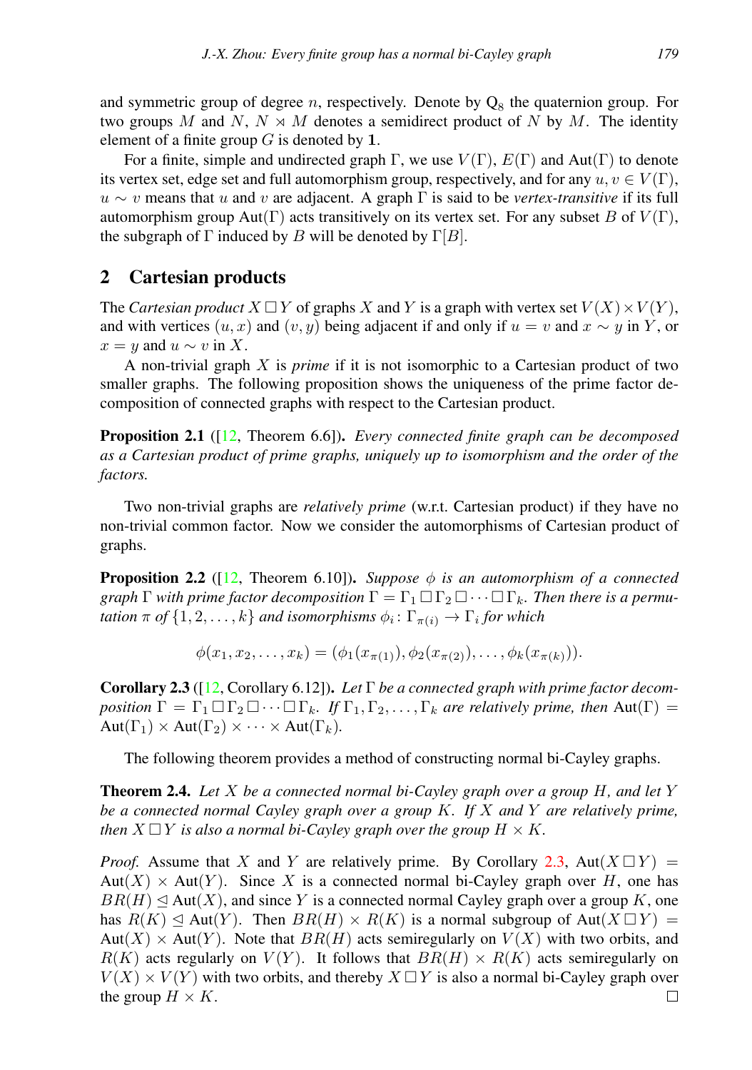and symmetric group of degree $n$, respectively. Denote by $Q_8$ the quaternion group. For two groups $M$ and $N$, $N \rtimes M$ denotes a semidirect product of $N$ by $M$. The identity element of a finite group $G$ is denoted by $\mathbf{1}$.

For a finite, simple and undirected graph $\Gamma$, we use $V(\Gamma)$, $E(\Gamma)$ and $\mathrm{Aut}(\Gamma)$ to denote its vertex set, edge set and full automorphism group, respectively, and for any $u, v \in V(\Gamma)$, $u \sim v$ means that $u$ and $v$ are adjacent. A graph $\Gamma$ is said to be *vertex-transitive* if its full automorphism group $\mathrm{Aut}(\Gamma)$ acts transitively on its vertex set. For any subset $B$ of $V(\Gamma)$, the subgraph of $\Gamma$ induced by $B$ will be denoted by $\Gamma[B]$.

## 2 Cartesian products

The *Cartesian product* $X \,\square\, Y$ of graphs $X$ and $Y$ is a graph with vertex set $V(X) \times V(Y)$, and with vertices $(u, x)$ and $(v, y)$ being adjacent if and only if $u = v$ and $x \sim y$ in $Y$, or $x = y$ and $u \sim v$ in $X$.

A non-trivial graph $X$ is *prime* if it is not isomorphic to a Cartesian product of two smaller graphs. The following proposition shows the uniqueness of the prime factor decomposition of connected graphs with respect to the Cartesian product.

**Proposition 2.1** ([12, Theorem 6.6]). *Every connected finite graph can be decomposed as a Cartesian product of prime graphs, uniquely up to isomorphism and the order of the factors.*

Two non-trivial graphs are *relatively prime* (w.r.t. Cartesian product) if they have no non-trivial common factor. Now we consider the automorphisms of Cartesian product of graphs.

**Proposition 2.2** ([12, Theorem 6.10]). *Suppose $\phi$ is an automorphism of a connected graph $\Gamma$ with prime factor decomposition $\Gamma = \Gamma_1 \,\square\, \Gamma_2 \,\square \cdots \square\, \Gamma_k$. Then there is a permutation $\pi$ of $\{1, 2, \ldots, k\}$ and isomorphisms $\phi_i \colon \Gamma_{\pi(i)} \to \Gamma_i$ for which*

$$\phi(x_1, x_2, \ldots, x_k) = (\phi_1(x_{\pi(1)}), \phi_2(x_{\pi(2)}), \ldots, \phi_k(x_{\pi(k)})).$$

**Corollary 2.3** ([12, Corollary 6.12]). *Let $\Gamma$ be a connected graph with prime factor decomposition $\Gamma = \Gamma_1 \,\square\, \Gamma_2 \,\square \cdots \square\, \Gamma_k$. If $\Gamma_1, \Gamma_2, \ldots, \Gamma_k$ are relatively prime, then $\mathrm{Aut}(\Gamma) = \mathrm{Aut}(\Gamma_1) \times \mathrm{Aut}(\Gamma_2) \times \cdots \times \mathrm{Aut}(\Gamma_k)$.*

The following theorem provides a method of constructing normal bi-Cayley graphs.

**Theorem 2.4.** *Let $X$ be a connected normal bi-Cayley graph over a group $H$, and let $Y$ be a connected normal Cayley graph over a group $K$. If $X$ and $Y$ are relatively prime, then $X \,\square\, Y$ is also a normal bi-Cayley graph over the group $H \times K$.*

*Proof.* Assume that $X$ and $Y$ are relatively prime. By Corollary 2.3, $\mathrm{Aut}(X \,\square\, Y) = \mathrm{Aut}(X) \times \mathrm{Aut}(Y)$. Since $X$ is a connected normal bi-Cayley graph over $H$, one has $BR(H) \trianglelefteq \mathrm{Aut}(X)$, and since $Y$ is a connected normal Cayley graph over a group $K$, one has $R(K) \trianglelefteq \mathrm{Aut}(Y)$. Then $BR(H) \times R(K)$ is a normal subgroup of $\mathrm{Aut}(X \,\square\, Y) = \mathrm{Aut}(X) \times \mathrm{Aut}(Y)$. Note that $BR(H)$ acts semiregularly on $V(X)$ with two orbits, and $R(K)$ acts regularly on $V(Y)$. It follows that $BR(H) \times R(K)$ acts semiregularly on $V(X) \times V(Y)$ with two orbits, and thereby $X \,\square\, Y$ is also a normal bi-Cayley graph over the group $H \times K$. $\square$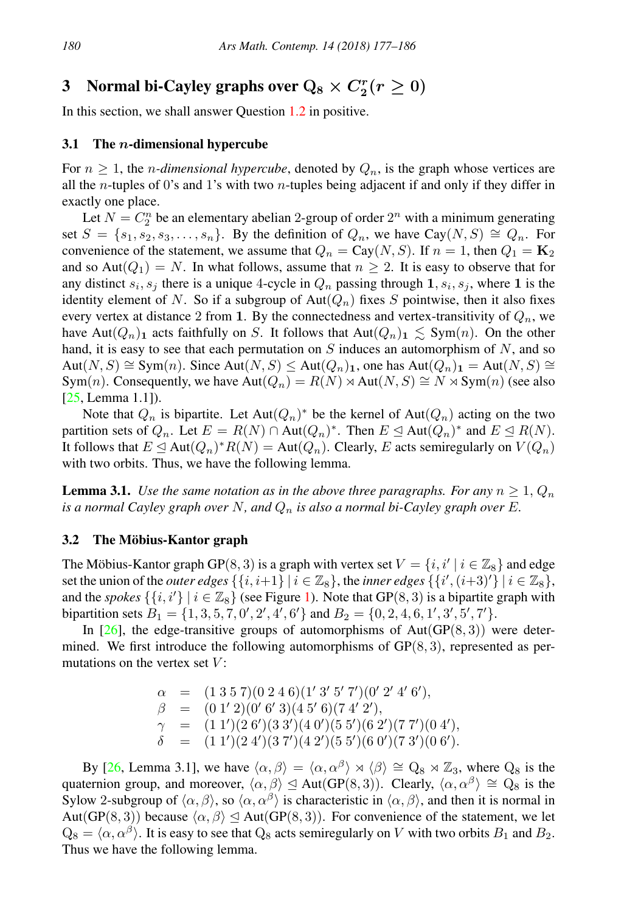## 3 Normal bi-Cayley graphs over $\mathrm{Q}_8 \times C_2^r (r \geq 0)$

In this section, we shall answer Question 1.2 in positive.

### 3.1 The $n$-dimensional hypercube

For $n \geq 1$, the *$n$-dimensional hypercube*, denoted by $Q_n$, is the graph whose vertices are all the $n$-tuples of 0's and 1's with two $n$-tuples being adjacent if and only if they differ in exactly one place.

Let $N = C_2^n$ be an elementary abelian 2-group of order $2^n$ with a minimum generating set $S = \{s_1, s_2, s_3, \ldots, s_n\}$. By the definition of $Q_n$, we have $\mathrm{Cay}(N, S) \cong Q_n$. For convenience of the statement, we assume that $Q_n = \mathrm{Cay}(N, S)$. If $n = 1$, then $Q_1 = \mathbf{K}_2$ and so $\mathrm{Aut}(Q_1) = N$. In what follows, assume that $n \geq 2$. It is easy to observe that for any distinct $s_i, s_j$ there is a unique 4-cycle in $Q_n$ passing through $\mathbf{1}, s_i, s_j$, where $\mathbf{1}$ is the identity element of $N$. So if a subgroup of $\mathrm{Aut}(Q_n)$ fixes $S$ pointwise, then it also fixes every vertex at distance 2 from $\mathbf{1}$. By the connectedness and vertex-transitivity of $Q_n$, we have $\mathrm{Aut}(Q_n)_{\mathbf{1}}$ acts faithfully on $S$. It follows that $\mathrm{Aut}(Q_n)_{\mathbf{1}} \lesssim \mathrm{Sym}(n)$. On the other hand, it is easy to see that each permutation on $S$ induces an automorphism of $N$, and so $\mathrm{Aut}(N, S) \cong \mathrm{Sym}(n)$. Since $\mathrm{Aut}(N, S) \leq \mathrm{Aut}(Q_n)_{\mathbf{1}}$, one has $\mathrm{Aut}(Q_n)_{\mathbf{1}} = \mathrm{Aut}(N, S) \cong \mathrm{Sym}(n)$. Consequently, we have $\mathrm{Aut}(Q_n) = R(N) \rtimes \mathrm{Aut}(N, S) \cong N \rtimes \mathrm{Sym}(n)$ (see also [25, Lemma 1.1]).

Note that $Q_n$ is bipartite. Let $\mathrm{Aut}(Q_n)^*$ be the kernel of $\mathrm{Aut}(Q_n)$ acting on the two partition sets of $Q_n$. Let $E = R(N) \cap \mathrm{Aut}(Q_n)^*$. Then $E \trianglelefteq \mathrm{Aut}(Q_n)^*$ and $E \trianglelefteq R(N)$. It follows that $E \trianglelefteq \mathrm{Aut}(Q_n)^* R(N) = \mathrm{Aut}(Q_n)$. Clearly, $E$ acts semiregularly on $V(Q_n)$ with two orbits. Thus, we have the following lemma.

**Lemma 3.1.** *Use the same notation as in the above three paragraphs. For any $n \geq 1$, $Q_n$ is a normal Cayley graph over $N$, and $Q_n$ is also a normal bi-Cayley graph over $E$.*

### 3.2 The Möbius-Kantor graph

The Möbius-Kantor graph $\mathrm{GP}(8, 3)$ is a graph with vertex set $V = \{i, i' \mid i \in \mathbb{Z}_8\}$ and edge set the union of the *outer edges* $\{\{i, i+1\} \mid i \in \mathbb{Z}_8\}$, the *inner edges* $\{\{i', (i+3)'\} \mid i \in \mathbb{Z}_8\}$, and the *spokes* $\{\{i, i'\} \mid i \in \mathbb{Z}_8\}$ (see Figure 1). Note that $\mathrm{GP}(8, 3)$ is a bipartite graph with bipartition sets $B_1 = \{1, 3, 5, 7, 0', 2', 4', 6'\}$ and $B_2 = \{0, 2, 4, 6, 1', 3', 5', 7'\}$.

In [26], the edge-transitive groups of automorphisms of $\mathrm{Aut}(\mathrm{GP}(8, 3))$ were determined. We first introduce the following automorphisms of $\mathrm{GP}(8, 3)$, represented as permutations on the vertex set $V$:

$$
\begin{aligned}
\alpha &= (1\ 3\ 5\ 7)(0\ 2\ 4\ 6)(1'\ 3'\ 5'\ 7')(0'\ 2'\ 4'\ 6'), \\
\beta &= (0\ 1'\ 2)(0'\ 6'\ 3)(4\ 5'\ 6)(7\ 4'\ 2'), \\
\gamma &= (1\ 1')(2\ 6')(3\ 3')(4\ 0')(5\ 5')(6\ 2')(7\ 7')(0\ 4'), \\
\delta &= (1\ 1')(2\ 4')(3\ 7')(4\ 2')(5\ 5')(6\ 0')(7\ 3')(0\ 6').
\end{aligned}
$$

By [26, Lemma 3.1], we have $\langle \alpha, \beta \rangle = \langle \alpha, \alpha^\beta \rangle \rtimes \langle \beta \rangle \cong \mathrm{Q}_8 \rtimes \mathbb{Z}_3$, where $\mathrm{Q}_8$ is the quaternion group, and moreover, $\langle \alpha, \beta \rangle \trianglelefteq \mathrm{Aut}(\mathrm{GP}(8, 3))$. Clearly, $\langle \alpha, \alpha^\beta \rangle \cong \mathrm{Q}_8$ is the Sylow 2-subgroup of $\langle \alpha, \beta \rangle$, so $\langle \alpha, \alpha^\beta \rangle$ is characteristic in $\langle \alpha, \beta \rangle$, and then it is normal in $\mathrm{Aut}(\mathrm{GP}(8, 3))$ because $\langle \alpha, \beta \rangle \trianglelefteq \mathrm{Aut}(\mathrm{GP}(8, 3))$. For convenience of the statement, we let $\mathrm{Q}_8 = \langle \alpha, \alpha^\beta \rangle$. It is easy to see that $\mathrm{Q}_8$ acts semiregularly on $V$ with two orbits $B_1$ and $B_2$. Thus we have the following lemma.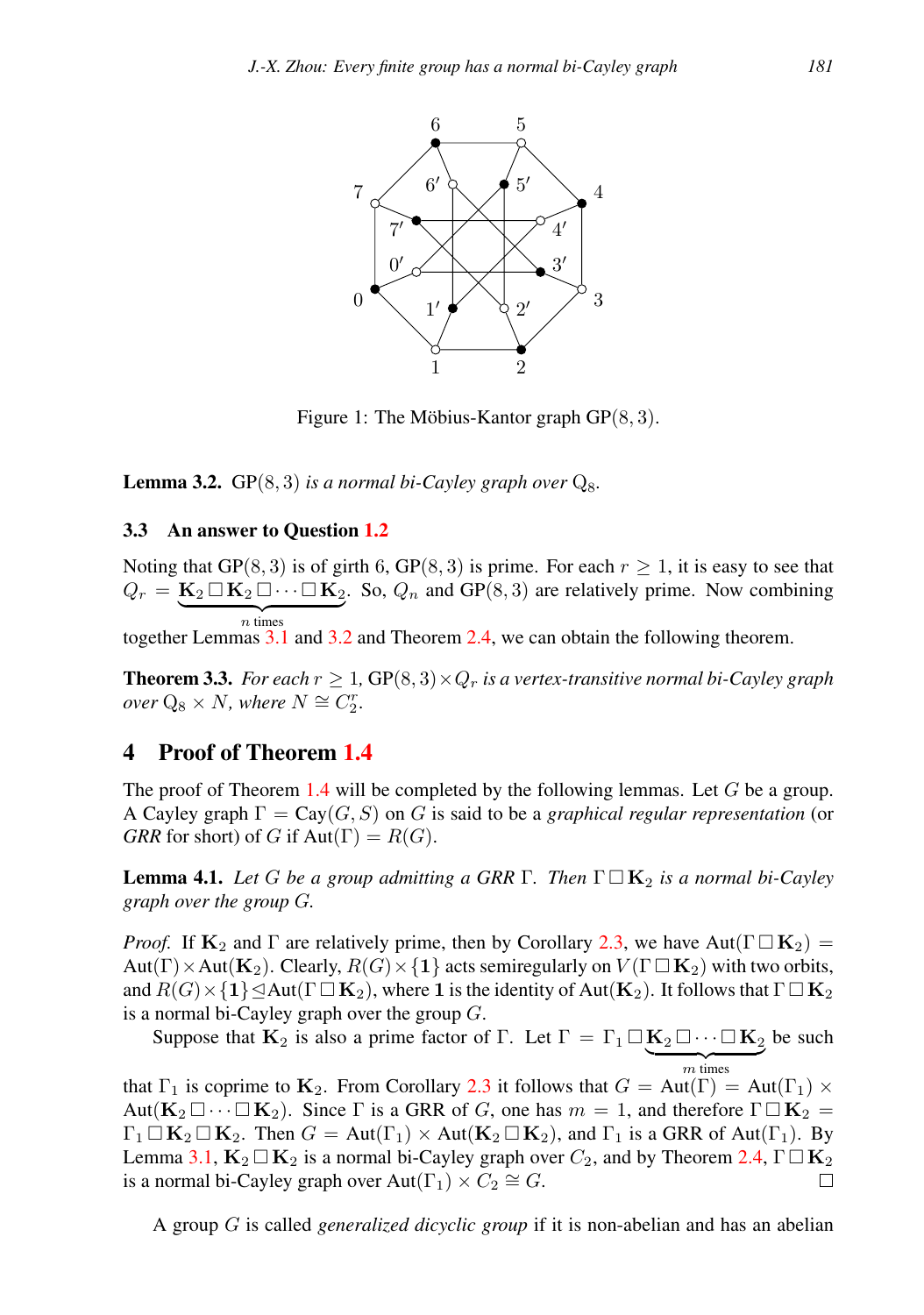Figure 1: The Möbius-Kantor graph $\mathrm{GP}(8, 3)$.

**Lemma 3.2.** *$\mathrm{GP}(8, 3)$ is a normal bi-Cayley graph over $\mathrm{Q}_8$.*

### 3.3 An answer to Question 1.2

Noting that $\mathrm{GP}(8, 3)$ is of girth 6, $\mathrm{GP}(8, 3)$ is prime. For each $r \geq 1$, it is easy to see that $Q_r = \underbrace{\mathbf{K}_2 \,\square\, \mathbf{K}_2 \,\square \cdots \square\, \mathbf{K}_2}_{n \text{ times}}$. So, $Q_n$ and $\mathrm{GP}(8, 3)$ are relatively prime. Now combining together Lemmas 3.1 and 3.2 and Theorem 2.4, we can obtain the following theorem.

**Theorem 3.3.** *For each $r \geq 1$, $\mathrm{GP}(8, 3) \times Q_r$ is a vertex-transitive normal bi-Cayley graph over $\mathrm{Q}_8 \times N$, where $N \cong C_2^r$.*

## 4 Proof of Theorem 1.4

The proof of Theorem 1.4 will be completed by the following lemmas. Let $G$ be a group. A Cayley graph $\Gamma = \mathrm{Cay}(G, S)$ on $G$ is said to be a *graphical regular representation* (or *GRR* for short) of $G$ if $\mathrm{Aut}(\Gamma) = R(G)$.

**Lemma 4.1.** *Let $G$ be a group admitting a GRR $\Gamma$. Then $\Gamma \,\square\, \mathbf{K}_2$ is a normal bi-Cayley graph over the group $G$.*

*Proof.* If $\mathbf{K}_2$ and $\Gamma$ are relatively prime, then by Corollary 2.3, we have $\mathrm{Aut}(\Gamma \,\square\, \mathbf{K}_2) = \mathrm{Aut}(\Gamma) \times \mathrm{Aut}(\mathbf{K}_2)$. Clearly, $R(G) \times \{\mathbf{1}\}$ acts semiregularly on $V(\Gamma \,\square\, \mathbf{K}_2)$ with two orbits, and $R(G) \times \{\mathbf{1}\} \trianglelefteq \mathrm{Aut}(\Gamma \,\square\, \mathbf{K}_2)$, where $\mathbf{1}$ is the identity of $\mathrm{Aut}(\mathbf{K}_2)$. It follows that $\Gamma \,\square\, \mathbf{K}_2$ is a normal bi-Cayley graph over the group $G$.

Suppose that $\mathbf{K}_2$ is also a prime factor of $\Gamma$. Let $\Gamma = \Gamma_1 \,\square\, \underbrace{\mathbf{K}_2 \,\square \cdots \square\, \mathbf{K}_2}_{m \text{ times}}$ be such that $\Gamma_1$ is coprime to $\mathbf{K}_2$. From Corollary 2.3 it follows that $G = \mathrm{Aut}(\Gamma) = \mathrm{Aut}(\Gamma_1) \times \mathrm{Aut}(\mathbf{K}_2 \,\square \cdots \square\, \mathbf{K}_2)$. Since $\Gamma$ is a GRR of $G$, one has $m = 1$, and therefore $\Gamma \,\square\, \mathbf{K}_2 = \Gamma_1 \,\square\, \mathbf{K}_2 \,\square\, \mathbf{K}_2$. Then $G = \mathrm{Aut}(\Gamma_1) \times \mathrm{Aut}(\mathbf{K}_2 \,\square\, \mathbf{K}_2)$, and $\Gamma_1$ is a GRR of $\mathrm{Aut}(\Gamma_1)$. By Lemma 3.1, $\mathbf{K}_2 \,\square\, \mathbf{K}_2$ is a normal bi-Cayley graph over $C_2$, and by Theorem 2.4, $\Gamma \,\square\, \mathbf{K}_2$ is a normal bi-Cayley graph over $\mathrm{Aut}(\Gamma_1) \times C_2 \cong G$. $\square$

A group $G$ is called *generalized dicyclic group* if it is non-abelian and has an abelian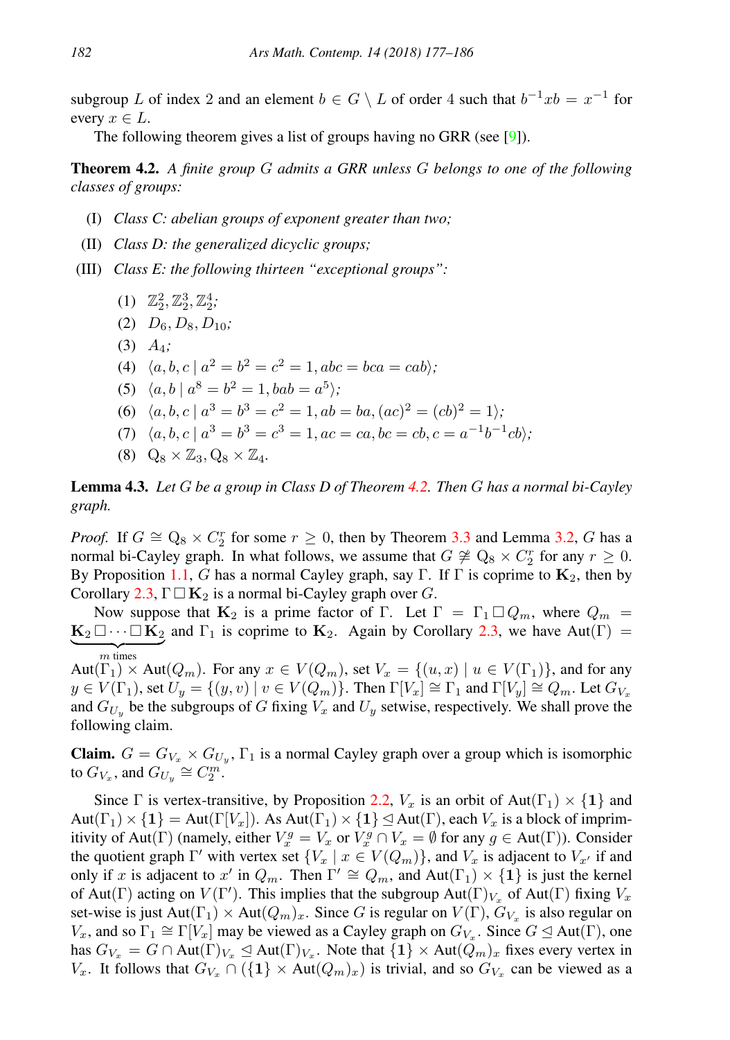subgroup $L$ of index 2 and an element $b \in G \setminus L$ of order 4 such that $b^{-1}xb = x^{-1}$ for every $x \in L$.

The following theorem gives a list of groups having no GRR (see [9]).

**Theorem 4.2.** *A finite group $G$ admits a GRR unless $G$ belongs to one of the following classes of groups:*

(I) *Class C: abelian groups of exponent greater than two;*

(II) *Class D: the generalized dicyclic groups;*

(III) *Class E: the following thirteen "exceptional groups":*

(1) $\mathbb{Z}_2^2, \mathbb{Z}_2^3, \mathbb{Z}_2^4$;

(2) $D_6, D_8, D_{10}$;

(3) $A_4$;

(4) $\langle a, b, c \mid a^2 = b^2 = c^2 = 1, abc = bca = cab\rangle$;

(5) $\langle a, b \mid a^8 = b^2 = 1, bab = a^5\rangle$;

(6) $\langle a, b, c \mid a^3 = b^3 = c^2 = 1, ab = ba, (ac)^2 = (cb)^2 = 1\rangle$;

(7) $\langle a, b, c \mid a^3 = b^3 = c^3 = 1, ac = ca, bc = cb, c = a^{-1}b^{-1}cb\rangle$;

(8) $\mathrm{Q}_8 \times \mathbb{Z}_3, \mathrm{Q}_8 \times \mathbb{Z}_4$.

**Lemma 4.3.** *Let $G$ be a group in Class D of Theorem 4.2. Then $G$ has a normal bi-Cayley graph.*

*Proof.* If $G \cong \mathrm{Q}_8 \times C_2^r$ for some $r \geq 0$, then by Theorem 3.3 and Lemma 3.2, $G$ has a normal bi-Cayley graph. In what follows, we assume that $G \not\cong \mathrm{Q}_8 \times C_2^r$ for any $r \geq 0$. By Proposition 1.1, $G$ has a normal Cayley graph, say $\Gamma$. If $\Gamma$ is coprime to $\mathbf{K}_2$, then by Corollary 2.3, $\Gamma \,\square\, \mathbf{K}_2$ is a normal bi-Cayley graph over $G$.

Now suppose that $\mathbf{K}_2$ is a prime factor of $\Gamma$. Let $\Gamma = \Gamma_1 \,\square\, Q_m$, where $Q_m = \underbrace{\mathbf{K}_2 \,\square \cdots \square\, \mathbf{K}_2}_{m \text{ times}}$ and $\Gamma_1$ is coprime to $\mathbf{K}_2$. Again by Corollary 2.3, we have $\mathrm{Aut}(\Gamma) = \mathrm{Aut}(\Gamma_1) \times \mathrm{Aut}(Q_m)$. For any $x \in V(Q_m)$, set $V_x = \{(u, x) \mid u \in V(\Gamma_1)\}$, and for any $y \in V(\Gamma_1)$, set $U_y = \{(y, v) \mid v \in V(Q_m)\}$. Then $\Gamma[V_x] \cong \Gamma_1$ and $\Gamma[V_y] \cong Q_m$. Let $G_{V_x}$ and $G_{U_y}$ be the subgroups of $G$ fixing $V_x$ and $U_y$ setwise, respectively. We shall prove the following claim.

**Claim.** $G = G_{V_x} \times G_{U_y}$, $\Gamma_1$ is a normal Cayley graph over a group which is isomorphic to $G_{V_x}$, and $G_{U_y} \cong C_2^m$.

Since $\Gamma$ is vertex-transitive, by Proposition 2.2, $V_x$ is an orbit of $\mathrm{Aut}(\Gamma_1) \times \{\mathbf{1}\}$ and $\mathrm{Aut}(\Gamma_1) \times \{\mathbf{1}\} = \mathrm{Aut}(\Gamma[V_x])$. As $\mathrm{Aut}(\Gamma_1) \times \{\mathbf{1}\} \trianglelefteq \mathrm{Aut}(\Gamma)$, each $V_x$ is a block of imprimitivity of $\mathrm{Aut}(\Gamma)$ (namely, either $V_x^g = V_x$ or $V_x^g \cap V_x = \emptyset$ for any $g \in \mathrm{Aut}(\Gamma)$). Consider the quotient graph $\Gamma'$ with vertex set $\{V_x \mid x \in V(Q_m)\}$, and $V_x$ is adjacent to $V_{x'}$ if and only if $x$ is adjacent to $x'$ in $Q_m$. Then $\Gamma' \cong Q_m$, and $\mathrm{Aut}(\Gamma_1) \times \{\mathbf{1}\}$ is just the kernel of $\mathrm{Aut}(\Gamma)$ acting on $V(\Gamma')$. This implies that the subgroup $\mathrm{Aut}(\Gamma)_{V_x}$ of $\mathrm{Aut}(\Gamma)$ fixing $V_x$ set-wise is just $\mathrm{Aut}(\Gamma_1) \times \mathrm{Aut}(Q_m)_x$. Since $G$ is regular on $V(\Gamma)$, $G_{V_x}$ is also regular on $V_x$, and so $\Gamma_1 \cong \Gamma[V_x]$ may be viewed as a Cayley graph on $G_{V_x}$. Since $G \trianglelefteq \mathrm{Aut}(\Gamma)$, one has $G_{V_x} = G \cap \mathrm{Aut}(\Gamma)_{V_x} \trianglelefteq \mathrm{Aut}(\Gamma)_{V_x}$. Note that $\{\mathbf{1}\} \times \mathrm{Aut}(Q_m)_x$ fixes every vertex in $V_x$. It follows that $G_{V_x} \cap (\{\mathbf{1}\} \times \mathrm{Aut}(Q_m)_x)$ is trivial, and so $G_{V_x}$ can be viewed as a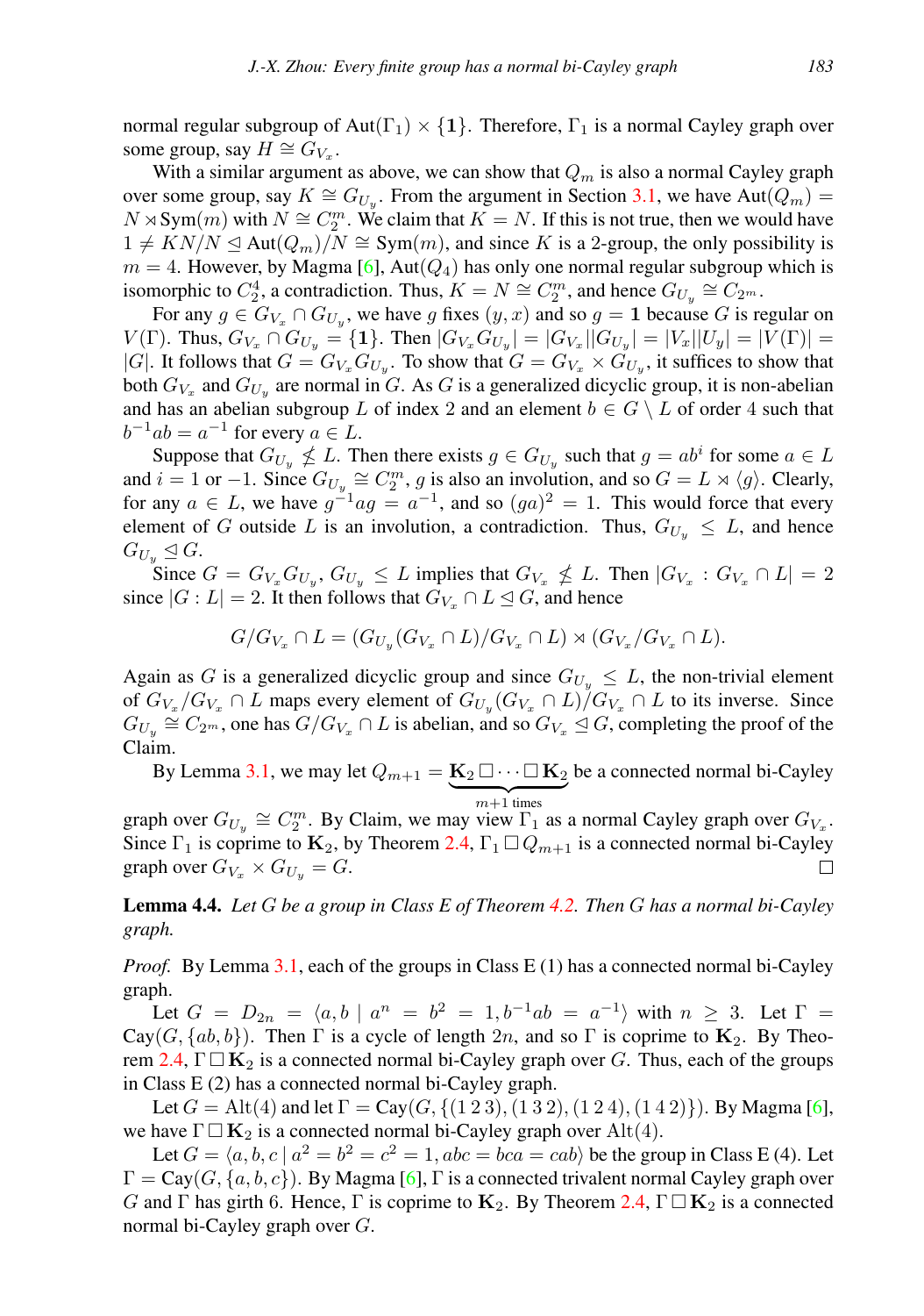normal regular subgroup of $\mathrm{Aut}(\Gamma_1) \times \{\mathbf{1}\}$. Therefore, $\Gamma_1$ is a normal Cayley graph over some group, say $H \cong G_{V_x}$.

With a similar argument as above, we can show that $Q_m$ is also a normal Cayley graph over some group, say $K \cong G_{U_y}$. From the argument in Section 3.1, we have $\mathrm{Aut}(Q_m) = N \rtimes \mathrm{Sym}(m)$ with $N \cong C_2^m$. We claim that $K = N$. If this is not true, then we would have $1 \neq KN/N \trianglelefteq \mathrm{Aut}(Q_m)/N \cong \mathrm{Sym}(m)$, and since $K$ is a 2-group, the only possibility is $m = 4$. However, by Magma [6], $\mathrm{Aut}(Q_4)$ has only one normal regular subgroup which is isomorphic to $C_2^4$, a contradiction. Thus, $K = N \cong C_2^m$, and hence $G_{U_y} \cong C_{2^m}$.

For any $g \in G_{V_x} \cap G_{U_y}$, we have $g$ fixes $(y, x)$ and so $g = \mathbf{1}$ because $G$ is regular on $V(\Gamma)$. Thus, $G_{V_x} \cap G_{U_y} = \{\mathbf{1}\}$. Then $|G_{V_x} G_{U_y}| = |G_{V_x}||G_{U_y}| = |V_x||U_y| = |V(\Gamma)| = |G|$. It follows that $G = G_{V_x} G_{U_y}$. To show that $G = G_{V_x} \times G_{U_y}$, it suffices to show that both $G_{V_x}$ and $G_{U_y}$ are normal in $G$. As $G$ is a generalized dicyclic group, it is non-abelian and has an abelian subgroup $L$ of index 2 and an element $b \in G \setminus L$ of order 4 such that $b^{-1}ab = a^{-1}$ for every $a \in L$.

Suppose that $G_{U_y} \nleq L$. Then there exists $g \in G_{U_y}$ such that $g = ab^i$ for some $a \in L$ and $i = 1$ or $-1$. Since $G_{U_y} \cong C_2^m$, $g$ is also an involution, and so $G = L \rtimes \langle g \rangle$. Clearly, for any $a \in L$, we have $g^{-1}ag = a^{-1}$, and so $(ga)^2 = 1$. This would force that every element of $G$ outside $L$ is an involution, a contradiction. Thus, $G_{U_y} \leq L$, and hence $G_{U_y} \trianglelefteq G$.

Since $G = G_{V_x} G_{U_y}$, $G_{U_y} \leq L$ implies that $G_{V_x} \nleq L$. Then $|G_{V_x} : G_{V_x} \cap L| = 2$ since $|G : L| = 2$. It then follows that $G_{V_x} \cap L \trianglelefteq G$, and hence

$$G/G_{V_x} \cap L = (G_{U_y}(G_{V_x} \cap L)/G_{V_x} \cap L) \rtimes (G_{V_x}/G_{V_x} \cap L).$$

Again as $G$ is a generalized dicyclic group and since $G_{U_y} \leq L$, the non-trivial element of $G_{V_x}/G_{V_x} \cap L$ maps every element of $G_{U_y}(G_{V_x} \cap L)/G_{V_x} \cap L$ to its inverse. Since $G_{U_y} \cong C_{2^m}$, one has $G/G_{V_x} \cap L$ is abelian, and so $G_{V_x} \trianglelefteq G$, completing the proof of the Claim.

By Lemma 3.1, we may let $Q_{m+1} = \underbrace{\mathbf{K}_2 \,\square \cdots \square\, \mathbf{K}_2}_{m+1 \text{ times}}$ be a connected normal bi-Cayley graph over $G_{U_y} \cong C_2^m$. By Claim, we may view $\Gamma_1$ as a normal Cayley graph over $G_{V_x}$. Since $\Gamma_1$ is coprime to $\mathbf{K}_2$, by Theorem 2.4, $\Gamma_1 \,\square\, Q_{m+1}$ is a connected normal bi-Cayley graph over $G_{V_x} \times G_{U_y} = G$. $\square$

**Lemma 4.4.** *Let $G$ be a group in Class E of Theorem 4.2. Then $G$ has a normal bi-Cayley graph.*

*Proof.* By Lemma 3.1, each of the groups in Class E (1) has a connected normal bi-Cayley graph.

Let $G = D_{2n} = \langle a, b \mid a^n = b^2 = 1, b^{-1}ab = a^{-1}\rangle$ with $n \geq 3$. Let $\Gamma = \mathrm{Cay}(G, \{ab, b\})$. Then $\Gamma$ is a cycle of length $2n$, and so $\Gamma$ is coprime to $\mathbf{K}_2$. By Theorem 2.4, $\Gamma \,\square\, \mathbf{K}_2$ is a connected normal bi-Cayley graph over $G$. Thus, each of the groups in Class E (2) has a connected normal bi-Cayley graph.

Let $G = \mathrm{Alt}(4)$ and let $\Gamma = \mathrm{Cay}(G, \{(1\,2\,3), (1\,3\,2), (1\,2\,4), (1\,4\,2)\})$. By Magma [6], we have $\Gamma \,\square\, \mathbf{K}_2$ is a connected normal bi-Cayley graph over $\mathrm{Alt}(4)$.

Let $G = \langle a, b, c \mid a^2 = b^2 = c^2 = 1, abc = bca = cab\rangle$ be the group in Class E (4). Let $\Gamma = \mathrm{Cay}(G, \{a, b, c\})$. By Magma [6], $\Gamma$ is a connected trivalent normal Cayley graph over $G$ and $\Gamma$ has girth 6. Hence, $\Gamma$ is coprime to $\mathbf{K}_2$. By Theorem 2.4, $\Gamma \,\square\, \mathbf{K}_2$ is a connected normal bi-Cayley graph over $G$.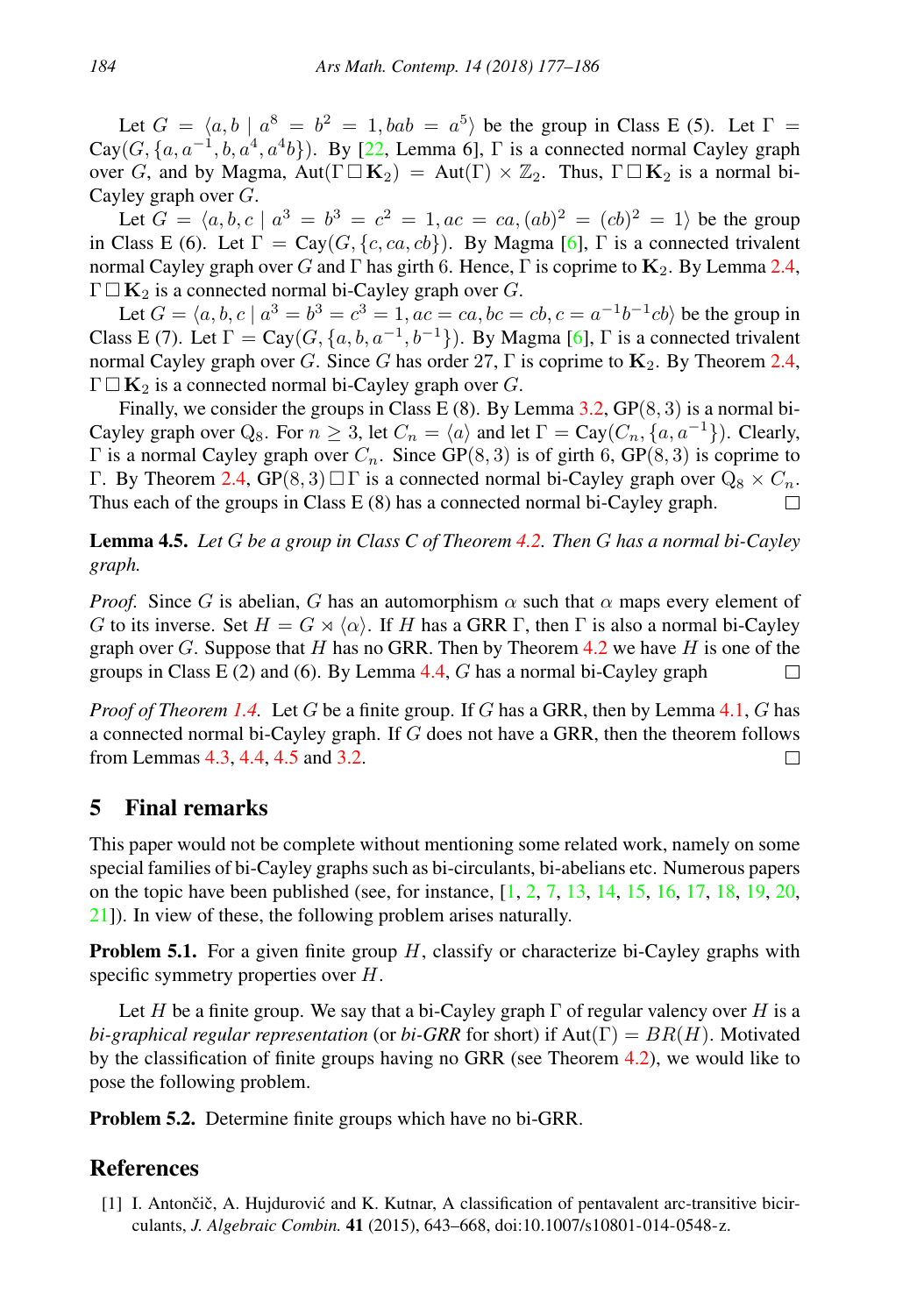Let $G = \langle a, b \mid a^8 = b^2 = 1, bab = a^5\rangle$ be the group in Class E (5). Let $\Gamma = \mathrm{Cay}(G, \{a, a^{-1}, b, a^4, a^4b\})$. By [22, Lemma 6], $\Gamma$ is a connected normal Cayley graph over $G$, and by Magma, $\mathrm{Aut}(\Gamma \,\square\, \mathbf{K}_2) = \mathrm{Aut}(\Gamma) \times \mathbb{Z}_2$. Thus, $\Gamma \,\square\, \mathbf{K}_2$ is a normal bi-Cayley graph over $G$.

Let $G = \langle a, b, c \mid a^3 = b^3 = c^2 = 1, ac = ca, (ab)^2 = (cb)^2 = 1\rangle$ be the group in Class E (6). Let $\Gamma = \mathrm{Cay}(G, \{c, ca, cb\})$. By Magma [6], $\Gamma$ is a connected trivalent normal Cayley graph over $G$ and $\Gamma$ has girth 6. Hence, $\Gamma$ is coprime to $\mathbf{K}_2$. By Lemma 2.4, $\Gamma \,\square\, \mathbf{K}_2$ is a connected normal bi-Cayley graph over $G$.

Let $G = \langle a, b, c \mid a^3 = b^3 = c^3 = 1, ac = ca, bc = cb, c = a^{-1}b^{-1}cb\rangle$ be the group in Class E (7). Let $\Gamma = \mathrm{Cay}(G, \{a, b, a^{-1}, b^{-1}\})$. By Magma [6], $\Gamma$ is a connected trivalent normal Cayley graph over $G$. Since $G$ has order 27, $\Gamma$ is coprime to $\mathbf{K}_2$. By Theorem 2.4, $\Gamma \,\square\, \mathbf{K}_2$ is a connected normal bi-Cayley graph over $G$.

Finally, we consider the groups in Class E (8). By Lemma 3.2, $\mathrm{GP}(8, 3)$ is a normal bi-Cayley graph over $\mathrm{Q}_8$. For $n \geq 3$, let $C_n = \langle a\rangle$ and let $\Gamma = \mathrm{Cay}(C_n, \{a, a^{-1}\})$. Clearly, $\Gamma$ is a normal Cayley graph over $C_n$. Since $\mathrm{GP}(8, 3)$ is of girth 6, $\mathrm{GP}(8, 3)$ is coprime to $\Gamma$. By Theorem 2.4, $\mathrm{GP}(8, 3) \,\square\, \Gamma$ is a connected normal bi-Cayley graph over $\mathrm{Q}_8 \times C_n$. Thus each of the groups in Class E (8) has a connected normal bi-Cayley graph. □

**Lemma 4.5.** *Let $G$ be a group in Class C of Theorem 4.2. Then $G$ has a normal bi-Cayley graph.*

*Proof.* Since $G$ is abelian, $G$ has an automorphism $\alpha$ such that $\alpha$ maps every element of $G$ to its inverse. Set $H = G \rtimes \langle\alpha\rangle$. If $H$ has a GRR $\Gamma$, then $\Gamma$ is also a normal bi-Cayley graph over $G$. Suppose that $H$ has no GRR. Then by Theorem 4.2 we have $H$ is one of the groups in Class E (2) and (6). By Lemma 4.4, $G$ has a normal bi-Cayley graph □

*Proof of Theorem 1.4.* Let $G$ be a finite group. If $G$ has a GRR, then by Lemma 4.1, $G$ has a connected normal bi-Cayley graph. If $G$ does not have a GRR, then the theorem follows from Lemmas 4.3, 4.4, 4.5 and 3.2. □

## 5 Final remarks

This paper would not be complete without mentioning some related work, namely on some special families of bi-Cayley graphs such as bi-circulants, bi-abelians etc. Numerous papers on the topic have been published (see, for instance, [1, 2, 7, 13, 14, 15, 16, 17, 18, 19, 20, 21]). In view of these, the following problem arises naturally.

**Problem 5.1.** For a given finite group $H$, classify or characterize bi-Cayley graphs with specific symmetry properties over $H$.

Let $H$ be a finite group. We say that a bi-Cayley graph $\Gamma$ of regular valency over $H$ is a *bi-graphical regular representation* (or *bi-GRR* for short) if $\mathrm{Aut}(\Gamma) = BR(H)$. Motivated by the classification of finite groups having no GRR (see Theorem 4.2), we would like to pose the following problem.

**Problem 5.2.** Determine finite groups which have no bi-GRR.

## References

[1] I. Antončič, A. Hujdurović and K. Kutnar, A classification of pentavalent arc-transitive bicirculants, *J. Algebraic Combin.* **41** (2015), 643–668, doi:10.1007/s10801-014-0548-z.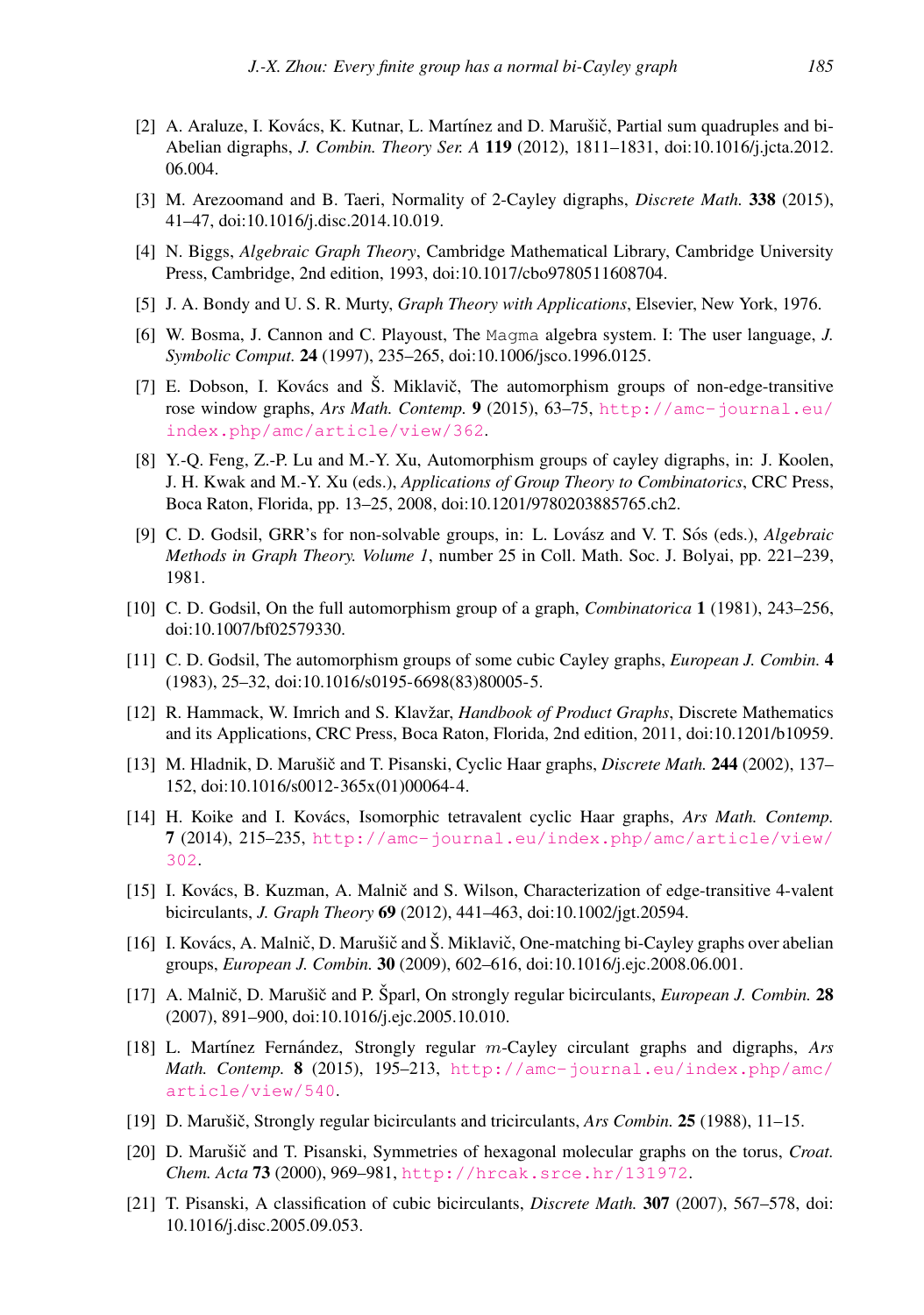[2] A. Araluze, I. Kovács, K. Kutnar, L. Martínez and D. Marušič, Partial sum quadruples and bi-Abelian digraphs, *J. Combin. Theory Ser. A* **119** (2012), 1811–1831, doi:10.1016/j.jcta.2012.06.004.

[3] M. Arezoomand and B. Taeri, Normality of 2-Cayley digraphs, *Discrete Math.* **338** (2015), 41–47, doi:10.1016/j.disc.2014.10.019.

[4] N. Biggs, *Algebraic Graph Theory*, Cambridge Mathematical Library, Cambridge University Press, Cambridge, 2nd edition, 1993, doi:10.1017/cbo9780511608704.

[5] J. A. Bondy and U. S. R. Murty, *Graph Theory with Applications*, Elsevier, New York, 1976.

[6] W. Bosma, J. Cannon and C. Playoust, The `Magma` algebra system. I: The user language, *J. Symbolic Comput.* **24** (1997), 235–265, doi:10.1006/jsco.1996.0125.

[7] E. Dobson, I. Kovács and Š. Miklavič, The automorphism groups of non-edge-transitive rose window graphs, *Ars Math. Contemp.* **9** (2015), 63–75, http://amc-journal.eu/index.php/amc/article/view/362.

[8] Y.-Q. Feng, Z.-P. Lu and M.-Y. Xu, Automorphism groups of cayley digraphs, in: J. Koolen, J. H. Kwak and M.-Y. Xu (eds.), *Applications of Group Theory to Combinatorics*, CRC Press, Boca Raton, Florida, pp. 13–25, 2008, doi:10.1201/9780203885765.ch2.

[9] C. D. Godsil, GRR's for non-solvable groups, in: L. Lovász and V. T. Sós (eds.), *Algebraic Methods in Graph Theory. Volume 1*, number 25 in Coll. Math. Soc. J. Bolyai, pp. 221–239, 1981.

[10] C. D. Godsil, On the full automorphism group of a graph, *Combinatorica* **1** (1981), 243–256, doi:10.1007/bf02579330.

[11] C. D. Godsil, The automorphism groups of some cubic Cayley graphs, *European J. Combin.* **4** (1983), 25–32, doi:10.1016/s0195-6698(83)80005-5.

[12] R. Hammack, W. Imrich and S. Klavžar, *Handbook of Product Graphs*, Discrete Mathematics and its Applications, CRC Press, Boca Raton, Florida, 2nd edition, 2011, doi:10.1201/b10959.

[13] M. Hladnik, D. Marušič and T. Pisanski, Cyclic Haar graphs, *Discrete Math.* **244** (2002), 137–152, doi:10.1016/s0012-365x(01)00064-4.

[14] H. Koike and I. Kovács, Isomorphic tetravalent cyclic Haar graphs, *Ars Math. Contemp.* **7** (2014), 215–235, http://amc-journal.eu/index.php/amc/article/view/302.

[15] I. Kovács, B. Kuzman, A. Malnič and S. Wilson, Characterization of edge-transitive 4-valent bicirculants, *J. Graph Theory* **69** (2012), 441–463, doi:10.1002/jgt.20594.

[16] I. Kovács, A. Malnič, D. Marušič and Š. Miklavič, One-matching bi-Cayley graphs over abelian groups, *European J. Combin.* **30** (2009), 602–616, doi:10.1016/j.ejc.2008.06.001.

[17] A. Malnič, D. Marušič and P. Šparl, On strongly regular bicirculants, *European J. Combin.* **28** (2007), 891–900, doi:10.1016/j.ejc.2005.10.010.

[18] L. Martínez Fernández, Strongly regular $m$-Cayley circulant graphs and digraphs, *Ars Math. Contemp.* **8** (2015), 195–213, http://amc-journal.eu/index.php/amc/article/view/540.

[19] D. Marušič, Strongly regular bicirculants and tricirculants, *Ars Combin.* **25** (1988), 11–15.

[20] D. Marušič and T. Pisanski, Symmetries of hexagonal molecular graphs on the torus, *Croat. Chem. Acta* **73** (2000), 969–981, http://hrcak.srce.hr/131972.

[21] T. Pisanski, A classification of cubic bicirculants, *Discrete Math.* **307** (2007), 567–578, doi:10.1016/j.disc.2005.09.053.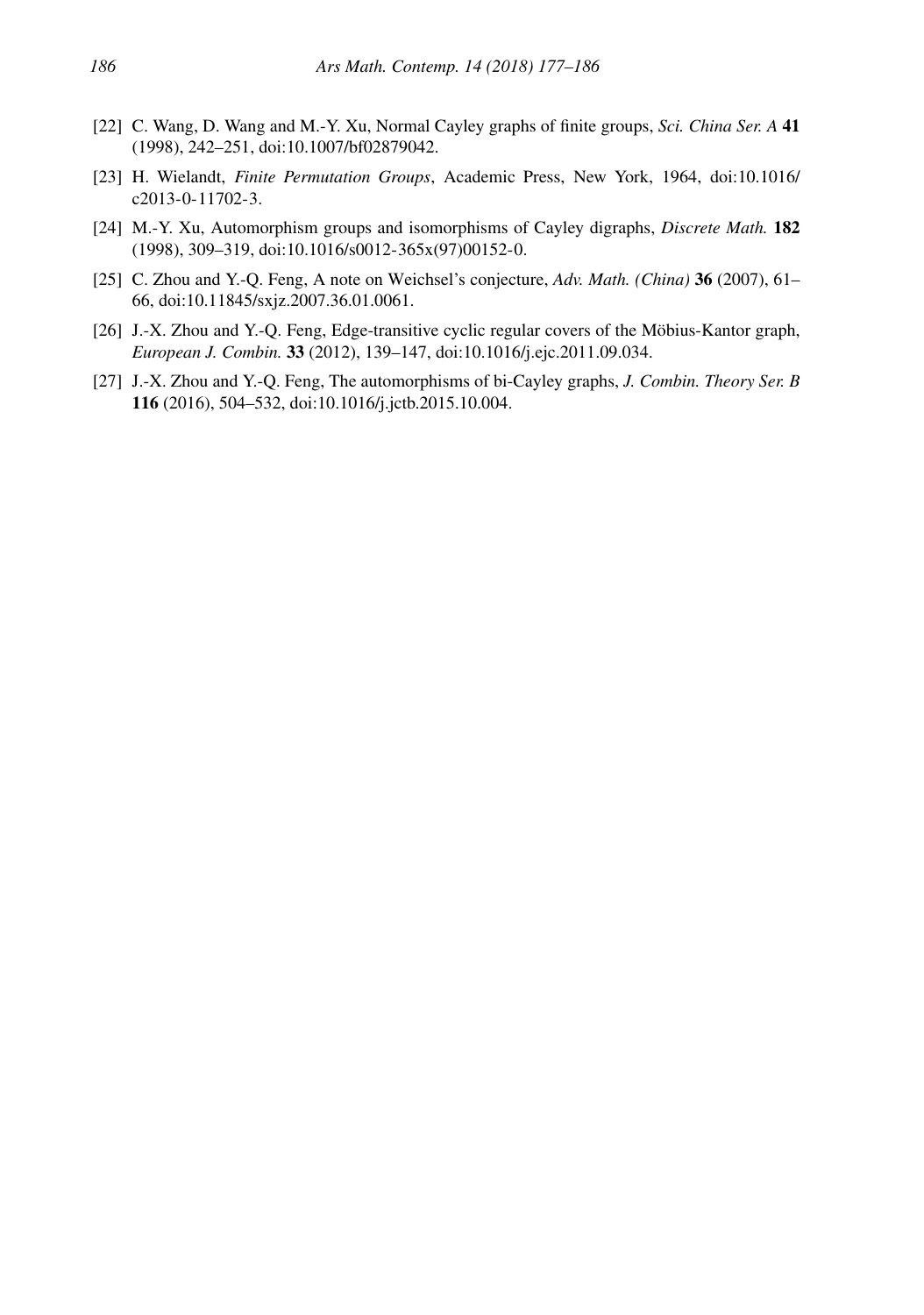[22] C. Wang, D. Wang and M.-Y. Xu, Normal Cayley graphs of finite groups, *Sci. China Ser. A* **41** (1998), 242–251, doi:10.1007/bf02879042.

[23] H. Wielandt, *Finite Permutation Groups*, Academic Press, New York, 1964, doi:10.1016/c2013-0-11702-3.

[24] M.-Y. Xu, Automorphism groups and isomorphisms of Cayley digraphs, *Discrete Math.* **182** (1998), 309–319, doi:10.1016/s0012-365x(97)00152-0.

[25] C. Zhou and Y.-Q. Feng, A note on Weichsel's conjecture, *Adv. Math. (China)* **36** (2007), 61–66, doi:10.11845/sxjz.2007.36.01.0061.

[26] J.-X. Zhou and Y.-Q. Feng, Edge-transitive cyclic regular covers of the Möbius-Kantor graph, *European J. Combin.* **33** (2012), 139–147, doi:10.1016/j.ejc.2011.09.034.

[27] J.-X. Zhou and Y.-Q. Feng, The automorphisms of bi-Cayley graphs, *J. Combin. Theory Ser. B* **116** (2016), 504–532, doi:10.1016/j.jctb.2015.10.004.